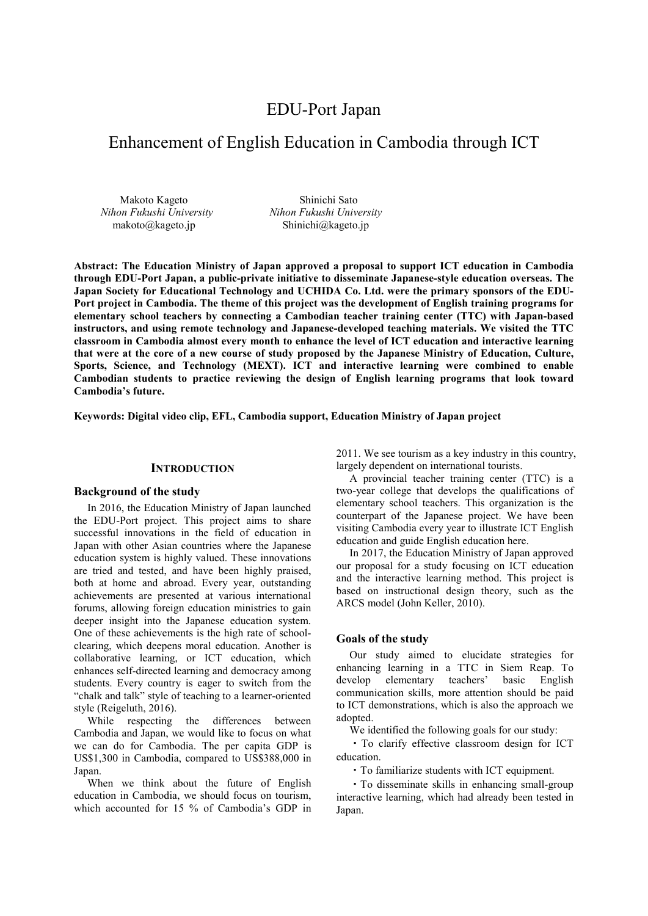# EDU-Port Japan

# Enhancement of English Education in Cambodia through ICT

Makoto Kageto  
*Nihon Fukushi University*  
makoto@kageto.jp

Shinichi Sato  
*Nihon Fukushi University*  
Shinichi@kageto.jp

**Abstract: The Education Ministry of Japan approved a proposal to support ICT education in Cambodia through EDU-Port Japan, a public-private initiative to disseminate Japanese-style education overseas. The Japan Society for Educational Technology and UCHIDA Co. Ltd. were the primary sponsors of the EDU-Port project in Cambodia. The theme of this project was the development of English training programs for elementary school teachers by connecting a Cambodian teacher training center (TTC) with Japan-based instructors, and using remote technology and Japanese-developed teaching materials. We visited the TTC classroom in Cambodia almost every month to enhance the level of ICT education and interactive learning that were at the core of a new course of study proposed by the Japanese Ministry of Education, Culture, Sports, Science, and Technology (MEXT). ICT and interactive learning were combined to enable Cambodian students to practice reviewing the design of English learning programs that look toward Cambodia's future.**

**Keywords: Digital video clip, EFL, Cambodia support, Education Ministry of Japan project**

## INTRODUCTION

### Background of the study

In 2016, the Education Ministry of Japan launched the EDU-Port project. This project aims to share successful innovations in the field of education in Japan with other Asian countries where the Japanese education system is highly valued. These innovations are tried and tested, and have been highly praised, both at home and abroad. Every year, outstanding achievements are presented at various international forums, allowing foreign education ministries to gain deeper insight into the Japanese education system. One of these achievements is the high rate of school-clearing, which deepens moral education. Another is collaborative learning, or ICT education, which enhances self-directed learning and democracy among students. Every country is eager to switch from the "chalk and talk" style of teaching to a learner-oriented style (Reigeluth, 2016).

While respecting the differences between Cambodia and Japan, we would like to focus on what we can do for Cambodia. The per capita GDP is US$1,300 in Cambodia, compared to US$388,000 in Japan.

When we think about the future of English education in Cambodia, we should focus on tourism, which accounted for 15 % of Cambodia's GDP in 2011. We see tourism as a key industry in this country, largely dependent on international tourists.

A provincial teacher training center (TTC) is a two-year college that develops the qualifications of elementary school teachers. This organization is the counterpart of the Japanese project. We have been visiting Cambodia every year to illustrate ICT English education and guide English education here.

In 2017, the Education Ministry of Japan approved our proposal for a study focusing on ICT education and the interactive learning method. This project is based on instructional design theory, such as the ARCS model (John Keller, 2010).

### Goals of the study

Our study aimed to elucidate strategies for enhancing learning in a TTC in Siem Reap. To develop elementary teachers' basic English communication skills, more attention should be paid to ICT demonstrations, which is also the approach we adopted.

We identified the following goals for our study:

・To clarify effective classroom design for ICT education.

・To familiarize students with ICT equipment.

・To disseminate skills in enhancing small-group interactive learning, which had already been tested in Japan.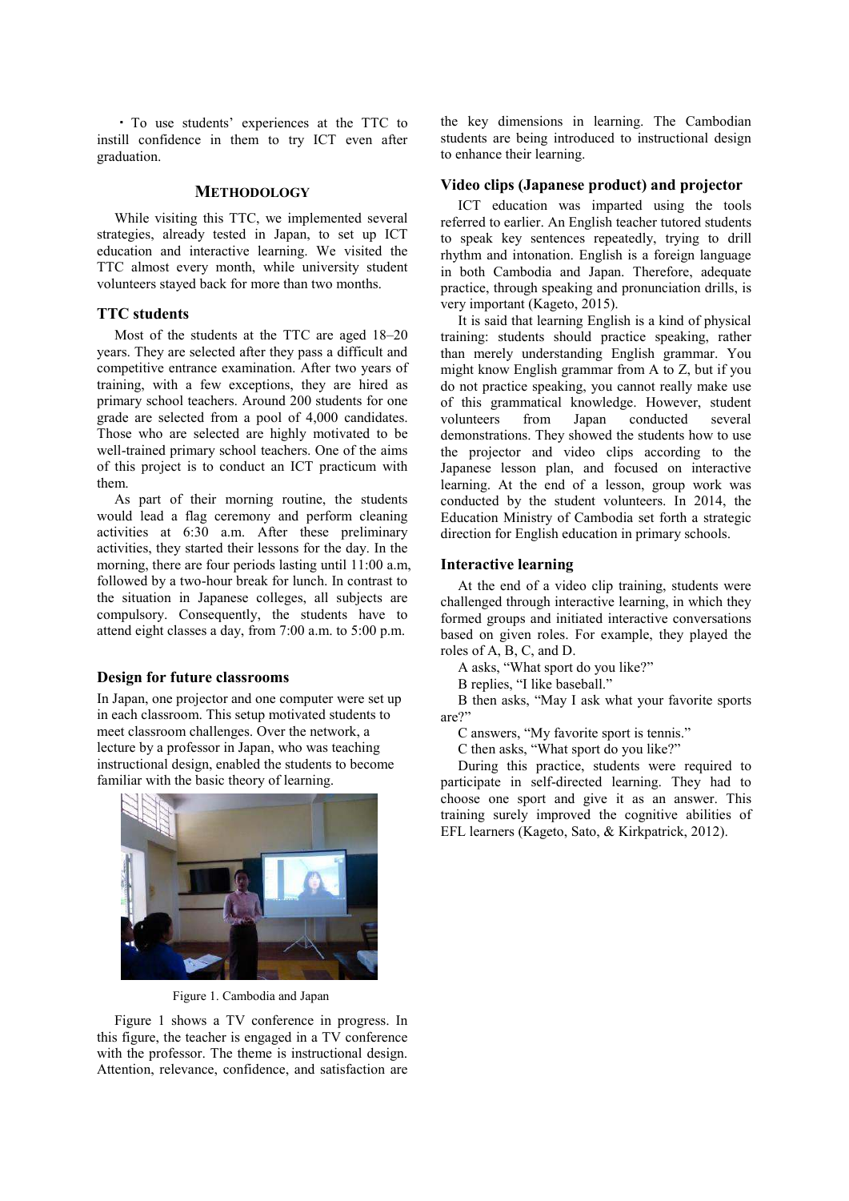・To use students' experiences at the TTC to instill confidence in them to try ICT even after graduation.

## METHODOLOGY

While visiting this TTC, we implemented several strategies, already tested in Japan, to set up ICT education and interactive learning. We visited the TTC almost every month, while university student volunteers stayed back for more than two months.

### TTC students

Most of the students at the TTC are aged 18–20 years. They are selected after they pass a difficult and competitive entrance examination. After two years of training, with a few exceptions, they are hired as primary school teachers. Around 200 students for one grade are selected from a pool of 4,000 candidates. Those who are selected are highly motivated to be well-trained primary school teachers. One of the aims of this project is to conduct an ICT practicum with them.

As part of their morning routine, the students would lead a flag ceremony and perform cleaning activities at 6:30 a.m. After these preliminary activities, they started their lessons for the day. In the morning, there are four periods lasting until 11:00 a.m, followed by a two-hour break for lunch. In contrast to the situation in Japanese colleges, all subjects are compulsory. Consequently, the students have to attend eight classes a day, from 7:00 a.m. to 5:00 p.m.

### Design for future classrooms

In Japan, one projector and one computer were set up in each classroom. This setup motivated students to meet classroom challenges. Over the network, a lecture by a professor in Japan, who was teaching instructional design, enabled the students to become familiar with the basic theory of learning.

Figure 1. Cambodia and Japan

Figure 1 shows a TV conference in progress. In this figure, the teacher is engaged in a TV conference with the professor. The theme is instructional design. Attention, relevance, confidence, and satisfaction are the key dimensions in learning. The Cambodian students are being introduced to instructional design to enhance their learning.

### Video clips (Japanese product) and projector

ICT education was imparted using the tools referred to earlier. An English teacher tutored students to speak key sentences repeatedly, trying to drill rhythm and intonation. English is a foreign language in both Cambodia and Japan. Therefore, adequate practice, through speaking and pronunciation drills, is very important (Kageto, 2015).

It is said that learning English is a kind of physical training: students should practice speaking, rather than merely understanding English grammar. You might know English grammar from A to Z, but if you do not practice speaking, you cannot really make use of this grammatical knowledge. However, student volunteers from Japan conducted several demonstrations. They showed the students how to use the projector and video clips according to the Japanese lesson plan, and focused on interactive learning. At the end of a lesson, group work was conducted by the student volunteers. In 2014, the Education Ministry of Cambodia set forth a strategic direction for English education in primary schools.

### Interactive learning

At the end of a video clip training, students were challenged through interactive learning, in which they formed groups and initiated interactive conversations based on given roles. For example, they played the roles of A, B, C, and D.

A asks, "What sport do you like?"

B replies, "I like baseball."

B then asks, "May I ask what your favorite sports are?"

C answers, "My favorite sport is tennis."

C then asks, "What sport do you like?"

During this practice, students were required to participate in self-directed learning. They had to choose one sport and give it as an answer. This training surely improved the cognitive abilities of EFL learners (Kageto, Sato, & Kirkpatrick, 2012).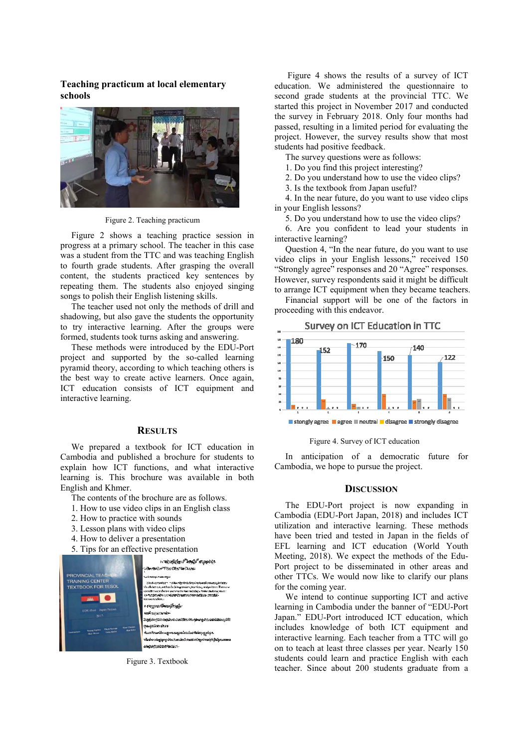### Teaching practicum at local elementary schools

Figure 2. Teaching practicum

Figure 2 shows a teaching practice session in progress at a primary school. The teacher in this case was a student from the TTC and was teaching English to fourth grade students. After grasping the overall content, the students practiced key sentences by repeating them. The students also enjoyed singing songs to polish their English listening skills.

The teacher used not only the methods of drill and shadowing, but also gave the students the opportunity to try interactive learning. After the groups were formed, students took turns asking and answering.

These methods were introduced by the EDU-Port project and supported by the so-called learning pyramid theory, according to which teaching others is the best way to create active learners. Once again, ICT education consists of ICT equipment and interactive learning.

## RESULTS

We prepared a textbook for ICT education in Cambodia and published a brochure for students to explain how ICT functions, and what interactive learning is. This brochure was available in both English and Khmer.

The contents of the brochure are as follows.

1. How to use video clips in an English class
2. How to practice with sounds
3. Lesson plans with video clips
4. How to deliver a presentation
5. Tips for an effective presentation

Figure 3. Textbook

Figure 4 shows the results of a survey of ICT education. We administered the questionnaire to second grade students at the provincial TTC. We started this project in November 2017 and conducted the survey in February 2018. Only four months had passed, resulting in a limited period for evaluating the project. However, the survey results show that most students had positive feedback.

The survey questions were as follows:

1. Do you find this project interesting?
2. Do you understand how to use the video clips?
3. Is the textbook from Japan useful?
4. In the near future, do you want to use video clips in your English lessons?
5. Do you understand how to use the video clips?
6. Are you confident to lead your students in interactive learning?

Question 4, "In the near future, do you want to use video clips in your English lessons," received 150 "Strongly agree" responses and 20 "Agree" responses. However, survey respondents said it might be difficult to arrange ICT equipment when they became teachers.

Financial support will be one of the factors in proceeding with this endeavor.

Figure 4. Survey of ICT education

In anticipation of a democratic future for Cambodia, we hope to pursue the project.

## DISCUSSION

The EDU-Port project is now expanding in Cambodia (EDU-Port Japan, 2018) and includes ICT utilization and interactive learning. These methods have been tried and tested in Japan in the fields of EFL learning and ICT education (World Youth Meeting, 2018). We expect the methods of the Edu-Port project to be disseminated in other areas and other TTCs. We would now like to clarify our plans for the coming year.

We intend to continue supporting ICT and active learning in Cambodia under the banner of "EDU-Port Japan." EDU-Port introduced ICT education, which includes knowledge of both ICT equipment and interactive learning. Each teacher from a TTC will go on to teach at least three classes per year. Nearly 150 students could learn and practice English with each teacher. Since about 200 students graduate from a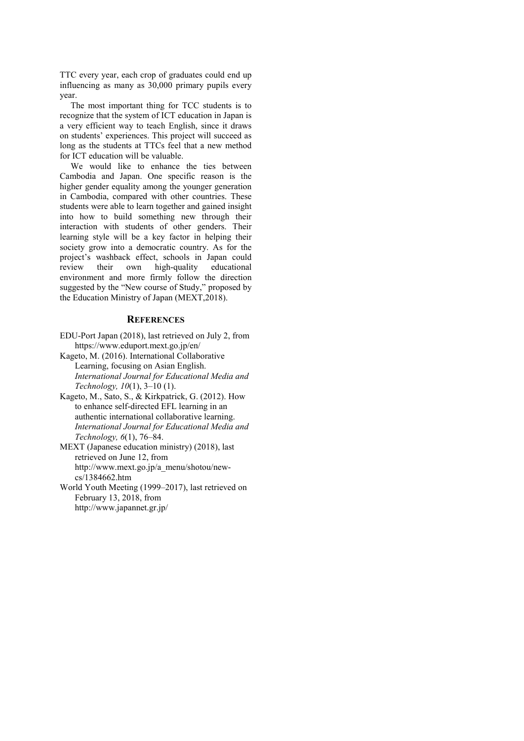TTC every year, each crop of graduates could end up influencing as many as 30,000 primary pupils every year.

The most important thing for TCC students is to recognize that the system of ICT education in Japan is a very efficient way to teach English, since it draws on students' experiences. This project will succeed as long as the students at TTCs feel that a new method for ICT education will be valuable.

We would like to enhance the ties between Cambodia and Japan. One specific reason is the higher gender equality among the younger generation in Cambodia, compared with other countries. These students were able to learn together and gained insight into how to build something new through their interaction with students of other genders. Their learning style will be a key factor in helping their society grow into a democratic country. As for the project's washback effect, schools in Japan could review their own high-quality educational environment and more firmly follow the direction suggested by the "New course of Study," proposed by the Education Ministry of Japan (MEXT,2018).

## REFERENCES

EDU-Port Japan (2018), last retrieved on July 2, from https://www.eduport.mext.go.jp/en/

Kageto, M. (2016). International Collaborative Learning, focusing on Asian English. *International Journal for Educational Media and Technology, 10*(1), 3–10 (1).

Kageto, M., Sato, S., & Kirkpatrick, G. (2012). How to enhance self-directed EFL learning in an authentic international collaborative learning. *International Journal for Educational Media and Technology, 6*(1), 76–84.

MEXT (Japanese education ministry) (2018), last retrieved on June 12, from http://www.mext.go.jp/a_menu/shotou/new-cs/1384662.htm

World Youth Meeting (1999–2017), last retrieved on February 13, 2018, from http://www.japannet.gr.jp/